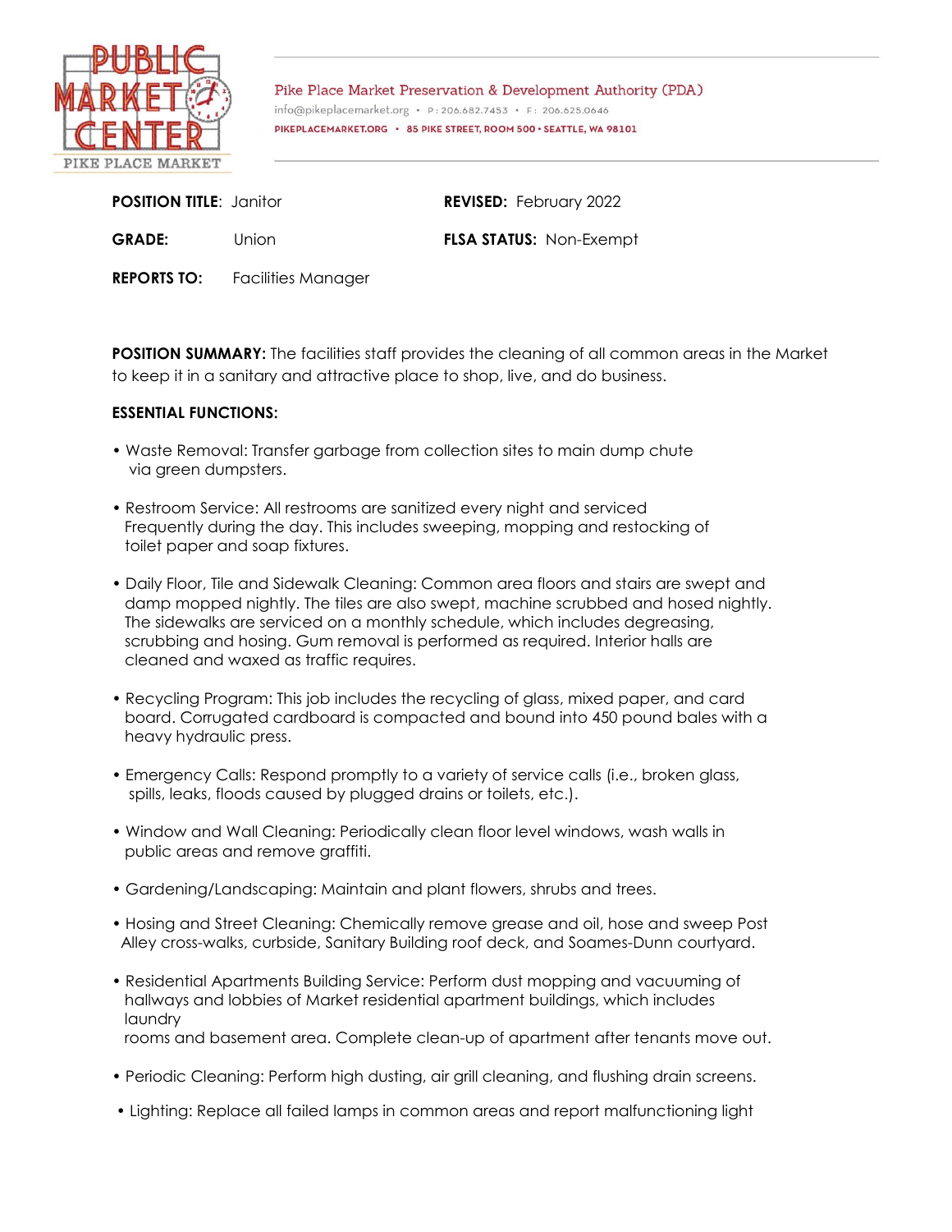Pike Place Market Preservation & Development Authority (PDA)
info@pikeplacemarket.org • P: 206.682.7453 • F: 206.625.0646
PIKEPLACEMARKET.ORG • 85 PIKE STREET, ROOM 500 • SEATTLE, WA 98101

**POSITION TITLE**: Janitor

**REVISED:** February 2022

**GRADE:** Union

**FLSA STATUS:** Non-Exempt

**REPORTS TO:** Facilities Manager

**POSITION SUMMARY:** The facilities staff provides the cleaning of all common areas in the Market to keep it in a sanitary and attractive place to shop, live, and do business.

**ESSENTIAL FUNCTIONS:**

- Waste Removal: Transfer garbage from collection sites to main dump chute via green dumpsters.
- Restroom Service: All restrooms are sanitized every night and serviced Frequently during the day. This includes sweeping, mopping and restocking of toilet paper and soap fixtures.
- Daily Floor, Tile and Sidewalk Cleaning: Common area floors and stairs are swept and damp mopped nightly. The tiles are also swept, machine scrubbed and hosed nightly. The sidewalks are serviced on a monthly schedule, which includes degreasing, scrubbing and hosing. Gum removal is performed as required. Interior halls are cleaned and waxed as traffic requires.
- Recycling Program: This job includes the recycling of glass, mixed paper, and card board. Corrugated cardboard is compacted and bound into 450 pound bales with a heavy hydraulic press.
- Emergency Calls: Respond promptly to a variety of service calls (i.e., broken glass, spills, leaks, floods caused by plugged drains or toilets, etc.).
- Window and Wall Cleaning: Periodically clean floor level windows, wash walls in public areas and remove graffiti.
- Gardening/Landscaping: Maintain and plant flowers, shrubs and trees.
- Hosing and Street Cleaning: Chemically remove grease and oil, hose and sweep Post Alley cross-walks, curbside, Sanitary Building roof deck, and Soames-Dunn courtyard.
- Residential Apartments Building Service: Perform dust mopping and vacuuming of hallways and lobbies of Market residential apartment buildings, which includes laundry rooms and basement area. Complete clean-up of apartment after tenants move out.
- Periodic Cleaning: Perform high dusting, air grill cleaning, and flushing drain screens.
- Lighting: Replace all failed lamps in common areas and report malfunctioning light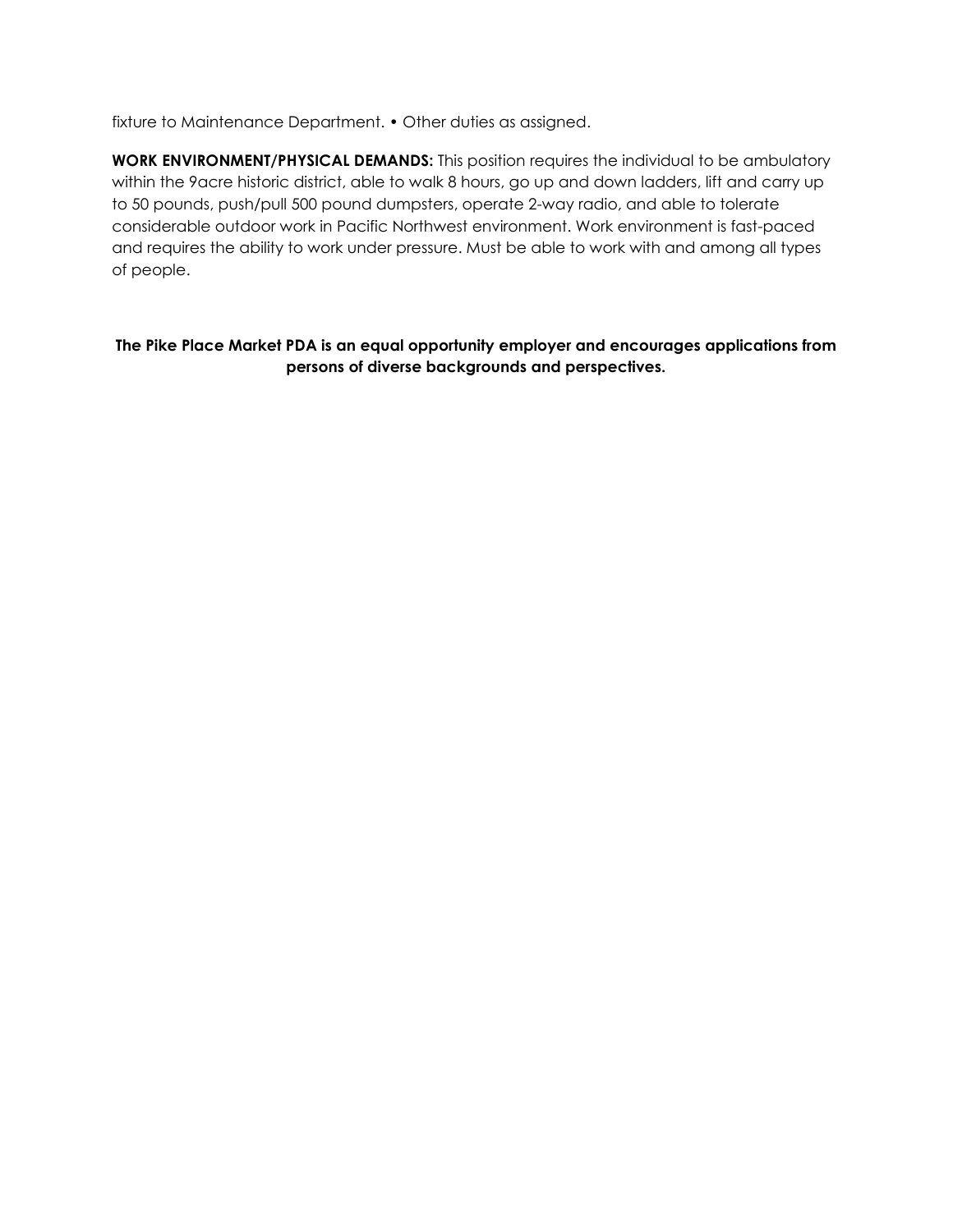fixture to Maintenance Department. • Other duties as assigned.

**WORK ENVIRONMENT/PHYSICAL DEMANDS:** This position requires the individual to be ambulatory within the 9acre historic district, able to walk 8 hours, go up and down ladders, lift and carry up to 50 pounds, push/pull 500 pound dumpsters, operate 2-way radio, and able to tolerate considerable outdoor work in Pacific Northwest environment. Work environment is fast-paced and requires the ability to work under pressure. Must be able to work with and among all types of people.

**The Pike Place Market PDA is an equal opportunity employer and encourages applications from persons of diverse backgrounds and perspectives.**